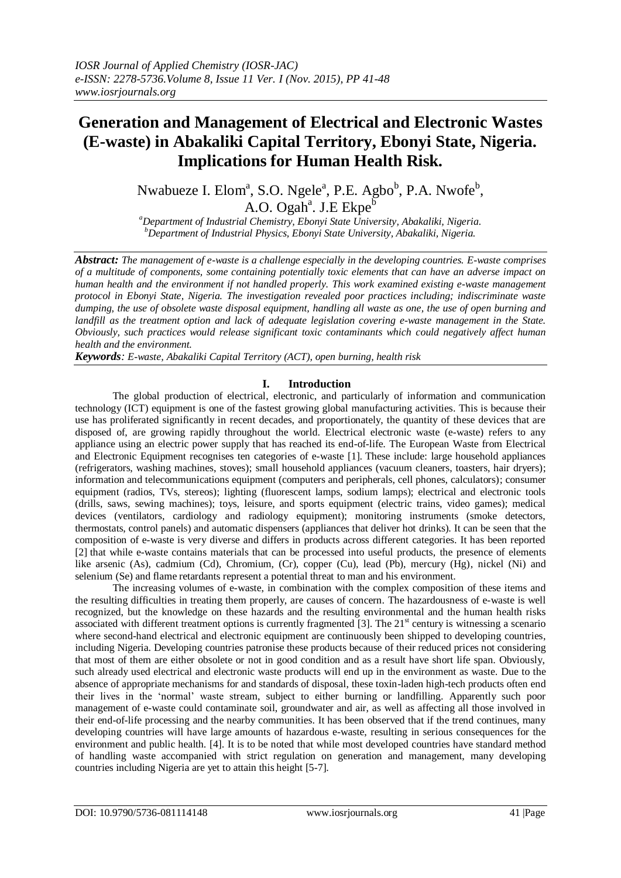# Generation and Management of Electrical and Electronic Wastes (E-waste) in Abakaliki Capital Territory, Ebonyi State, Nigeria. Implications for Human Health Risk.

Nwabueze I. Elom[a], S.O. Ngele[a], P.E. Agbo[b], P.A. Nwofe[b], A.O. Ogah[a]. J.E Ekpe[b]

[a]Department of Industrial Chemistry, Ebonyi State University, Abakaliki, Nigeria.
[b]Department of Industrial Physics, Ebonyi State University, Abakaliki, Nigeria.

***Abstract:*** *The management of e-waste is a challenge especially in the developing countries. E-waste comprises of a multitude of components, some containing potentially toxic elements that can have an adverse impact on human health and the environment if not handled properly. This work examined existing e-waste management protocol in Ebonyi State, Nigeria. The investigation revealed poor practices including; indiscriminate waste dumping, the use of obsolete waste disposal equipment, handling all waste as one, the use of open burning and landfill as the treatment option and lack of adequate legislation covering e-waste management in the State. Obviously, such practices would release significant toxic contaminants which could negatively affect human health and the environment.*

***Keywords****: E-waste, Abakaliki Capital Territory (ACT), open burning, health risk*

## I. Introduction

The global production of electrical, electronic, and particularly of information and communication technology (ICT) equipment is one of the fastest growing global manufacturing activities. This is because their use has proliferated significantly in recent decades, and proportionately, the quantity of these devices that are disposed of, are growing rapidly throughout the world. Electrical electronic waste (e-waste) refers to any appliance using an electric power supply that has reached its end-of-life. The European Waste from Electrical and Electronic Equipment recognises ten categories of e-waste [1]. These include: large household appliances (refrigerators, washing machines, stoves); small household appliances (vacuum cleaners, toasters, hair dryers); information and telecommunications equipment (computers and peripherals, cell phones, calculators); consumer equipment (radios, TVs, stereos); lighting (fluorescent lamps, sodium lamps); electrical and electronic tools (drills, saws, sewing machines); toys, leisure, and sports equipment (electric trains, video games); medical devices (ventilators, cardiology and radiology equipment); monitoring instruments (smoke detectors, thermostats, control panels) and automatic dispensers (appliances that deliver hot drinks). It can be seen that the composition of e-waste is very diverse and differs in products across different categories. It has been reported [2] that while e-waste contains materials that can be processed into useful products, the presence of elements like arsenic (As), cadmium (Cd), Chromium, (Cr), copper (Cu), lead (Pb), mercury (Hg), nickel (Ni) and selenium (Se) and flame retardants represent a potential threat to man and his environment.

The increasing volumes of e-waste, in combination with the complex composition of these items and the resulting difficulties in treating them properly, are causes of concern. The hazardousness of e-waste is well recognized, but the knowledge on these hazards and the resulting environmental and the human health risks associated with different treatment options is currently fragmented [3]. The 21st century is witnessing a scenario where second-hand electrical and electronic equipment are continuously been shipped to developing countries, including Nigeria. Developing countries patronise these products because of their reduced prices not considering that most of them are either obsolete or not in good condition and as a result have short life span. Obviously, such already used electrical and electronic waste products will end up in the environment as waste. Due to the absence of appropriate mechanisms for and standards of disposal, these toxin-laden high-tech products often end their lives in the 'normal' waste stream, subject to either burning or landfilling. Apparently such poor management of e-waste could contaminate soil, groundwater and air, as well as affecting all those involved in their end-of-life processing and the nearby communities. It has been observed that if the trend continues, many developing countries will have large amounts of hazardous e-waste, resulting in serious consequences for the environment and public health. [4]. It is to be noted that while most developed countries have standard method of handling waste accompanied with strict regulation on generation and management, many developing countries including Nigeria are yet to attain this height [5-7].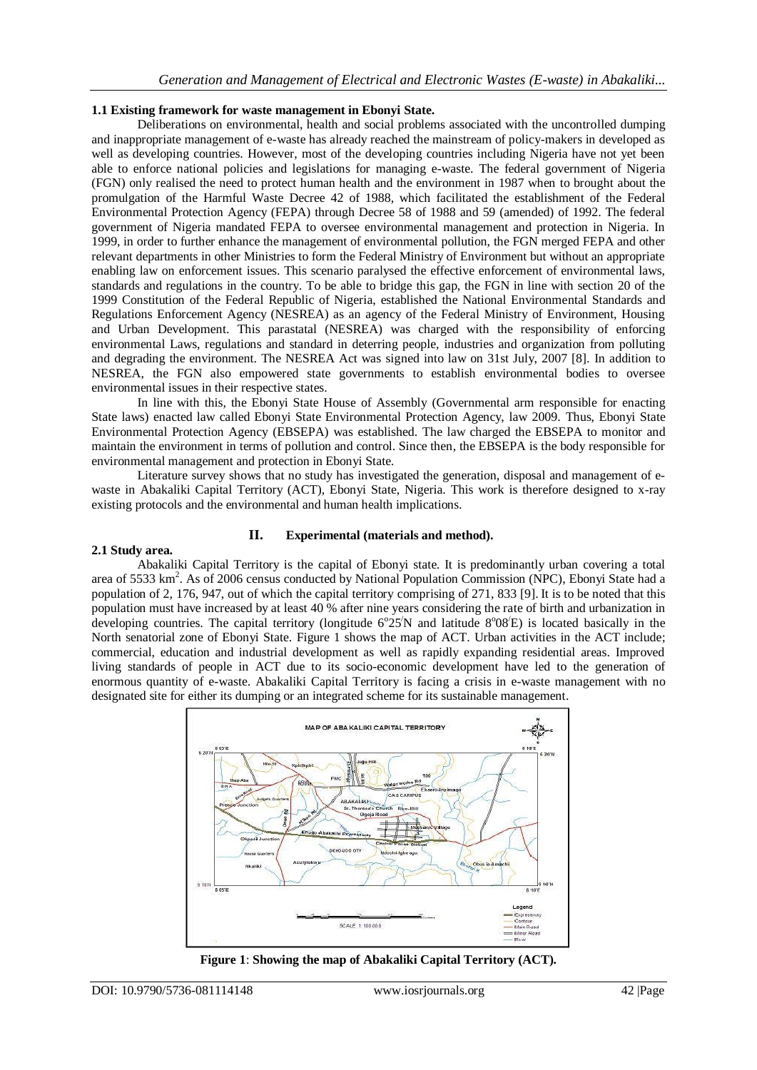### 1.1 Existing framework for waste management in Ebonyi State.

Deliberations on environmental, health and social problems associated with the uncontrolled dumping and inappropriate management of e-waste has already reached the mainstream of policy-makers in developed as well as developing countries. However, most of the developing countries including Nigeria have not yet been able to enforce national policies and legislations for managing e-waste. The federal government of Nigeria (FGN) only realised the need to protect human health and the environment in 1987 when to brought about the promulgation of the Harmful Waste Decree 42 of 1988, which facilitated the establishment of the Federal Environmental Protection Agency (FEPA) through Decree 58 of 1988 and 59 (amended) of 1992. The federal government of Nigeria mandated FEPA to oversee environmental management and protection in Nigeria. In 1999, in order to further enhance the management of environmental pollution, the FGN merged FEPA and other relevant departments in other Ministries to form the Federal Ministry of Environment but without an appropriate enabling law on enforcement issues. This scenario paralysed the effective enforcement of environmental laws, standards and regulations in the country. To be able to bridge this gap, the FGN in line with section 20 of the 1999 Constitution of the Federal Republic of Nigeria, established the National Environmental Standards and Regulations Enforcement Agency (NESREA) as an agency of the Federal Ministry of Environment, Housing and Urban Development. This parastatal (NESREA) was charged with the responsibility of enforcing environmental Laws, regulations and standard in deterring people, industries and organization from polluting and degrading the environment. The NESREA Act was signed into law on 31st July, 2007 [8]. In addition to NESREA, the FGN also empowered state governments to establish environmental bodies to oversee environmental issues in their respective states.

In line with this, the Ebonyi State House of Assembly (Governmental arm responsible for enacting State laws) enacted law called Ebonyi State Environmental Protection Agency, law 2009. Thus, Ebonyi State Environmental Protection Agency (EBSEPA) was established. The law charged the EBSEPA to monitor and maintain the environment in terms of pollution and control. Since then, the EBSEPA is the body responsible for environmental management and protection in Ebonyi State.

Literature survey shows that no study has investigated the generation, disposal and management of e-waste in Abakaliki Capital Territory (ACT), Ebonyi State, Nigeria. This work is therefore designed to x-ray existing protocols and the environmental and human health implications.

## II. Experimental (materials and method).

### 2.1 Study area.

Abakaliki Capital Territory is the capital of Ebonyi state. It is predominantly urban covering a total area of 5533 km$^2$. As of 2006 census conducted by National Population Commission (NPC), Ebonyi State had a population of 2, 176, 947, out of which the capital territory comprising of 271, 833 [9]. It is to be noted that this population must have increased by at least 40 % after nine years considering the rate of birth and urbanization in developing countries. The capital territory (longitude 6°25′N and latitude 8°08′E) is located basically in the North senatorial zone of Ebonyi State. Figure 1 shows the map of ACT. Urban activities in the ACT include; commercial, education and industrial development as well as rapidly expanding residential areas. Improved living standards of people in ACT due to its socio-economic development have led to the generation of enormous quantity of e-waste. Abakaliki Capital Territory is facing a crisis in e-waste management with no designated site for either its dumping or an integrated scheme for its sustainable management.

**Figure 1**: **Showing the map of Abakaliki Capital Territory (ACT).**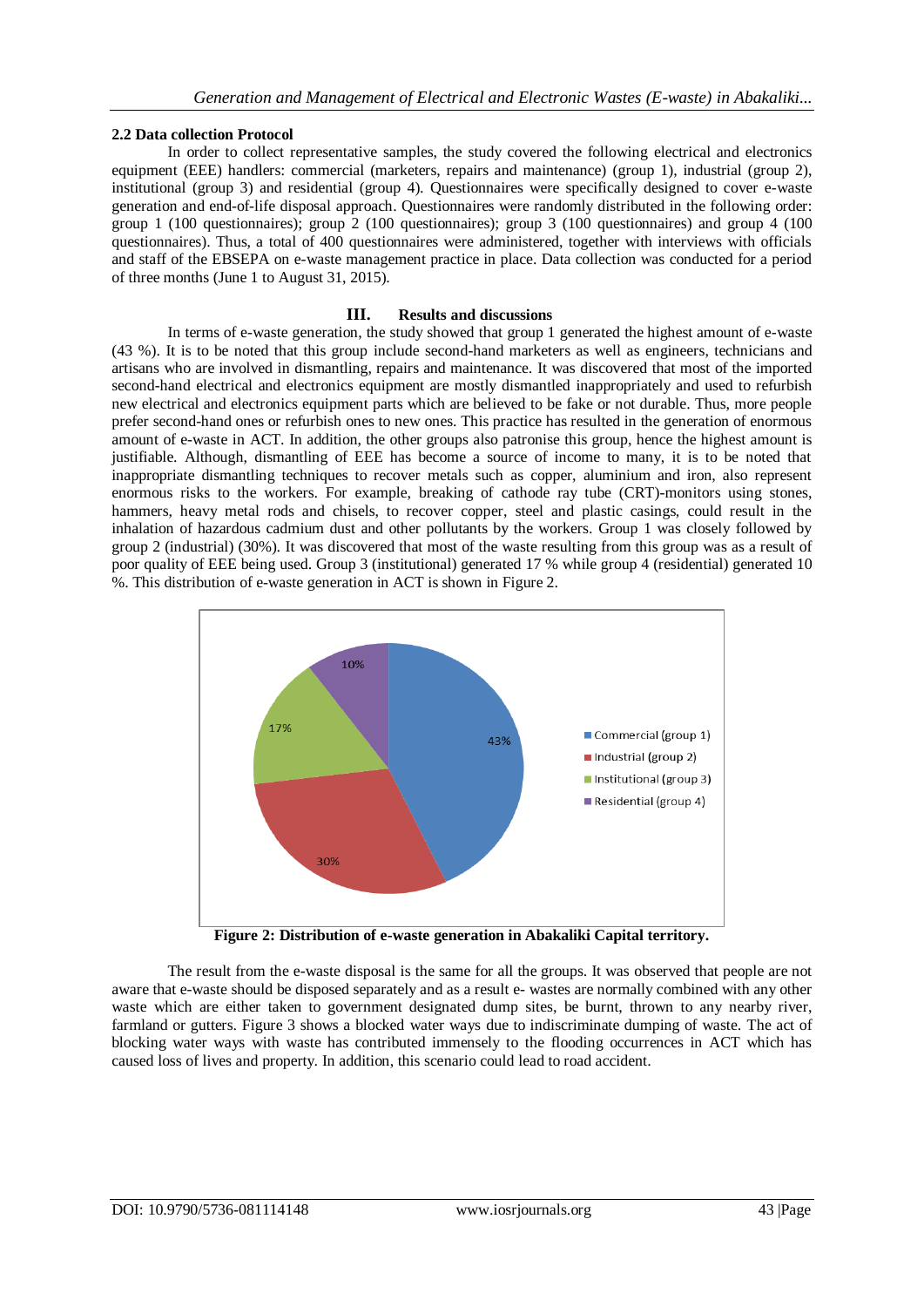### 2.2 Data collection Protocol

In order to collect representative samples, the study covered the following electrical and electronics equipment (EEE) handlers: commercial (marketers, repairs and maintenance) (group 1), industrial (group 2), institutional (group 3) and residential (group 4). Questionnaires were specifically designed to cover e-waste generation and end-of-life disposal approach. Questionnaires were randomly distributed in the following order: group 1 (100 questionnaires); group 2 (100 questionnaires); group 3 (100 questionnaires) and group 4 (100 questionnaires). Thus, a total of 400 questionnaires were administered, together with interviews with officials and staff of the EBSEPA on e-waste management practice in place. Data collection was conducted for a period of three months (June 1 to August 31, 2015).

## III. Results and discussions

In terms of e-waste generation, the study showed that group 1 generated the highest amount of e-waste (43 %). It is to be noted that this group include second-hand marketers as well as engineers, technicians and artisans who are involved in dismantling, repairs and maintenance. It was discovered that most of the imported second-hand electrical and electronics equipment are mostly dismantled inappropriately and used to refurbish new electrical and electronics equipment parts which are believed to be fake or not durable. Thus, more people prefer second-hand ones or refurbish ones to new ones. This practice has resulted in the generation of enormous amount of e-waste in ACT. In addition, the other groups also patronise this group, hence the highest amount is justifiable. Although, dismantling of EEE has become a source of income to many, it is to be noted that inappropriate dismantling techniques to recover metals such as copper, aluminium and iron, also represent enormous risks to the workers. For example, breaking of cathode ray tube (CRT)-monitors using stones, hammers, heavy metal rods and chisels, to recover copper, steel and plastic casings, could result in the inhalation of hazardous cadmium dust and other pollutants by the workers. Group 1 was closely followed by group 2 (industrial) (30%). It was discovered that most of the waste resulting from this group was as a result of poor quality of EEE being used. Group 3 (institutional) generated 17 % while group 4 (residential) generated 10 %. This distribution of e-waste generation in ACT is shown in Figure 2.

| Group | Share |
|---|---|
| Commercial (group 1) | 43% |
| Industrial (group 2) | 30% |
| Institutional (group 3) | 17% |
| Residential (group 4) | 10% |

**Figure 2: Distribution of e-waste generation in Abakaliki Capital territory.**

The result from the e-waste disposal is the same for all the groups. It was observed that people are not aware that e-waste should be disposed separately and as a result e- wastes are normally combined with any other waste which are either taken to government designated dump sites, be burnt, thrown to any nearby river, farmland or gutters. Figure 3 shows a blocked water ways due to indiscriminate dumping of waste. The act of blocking water ways with waste has contributed immensely to the flooding occurrences in ACT which has caused loss of lives and property. In addition, this scenario could lead to road accident.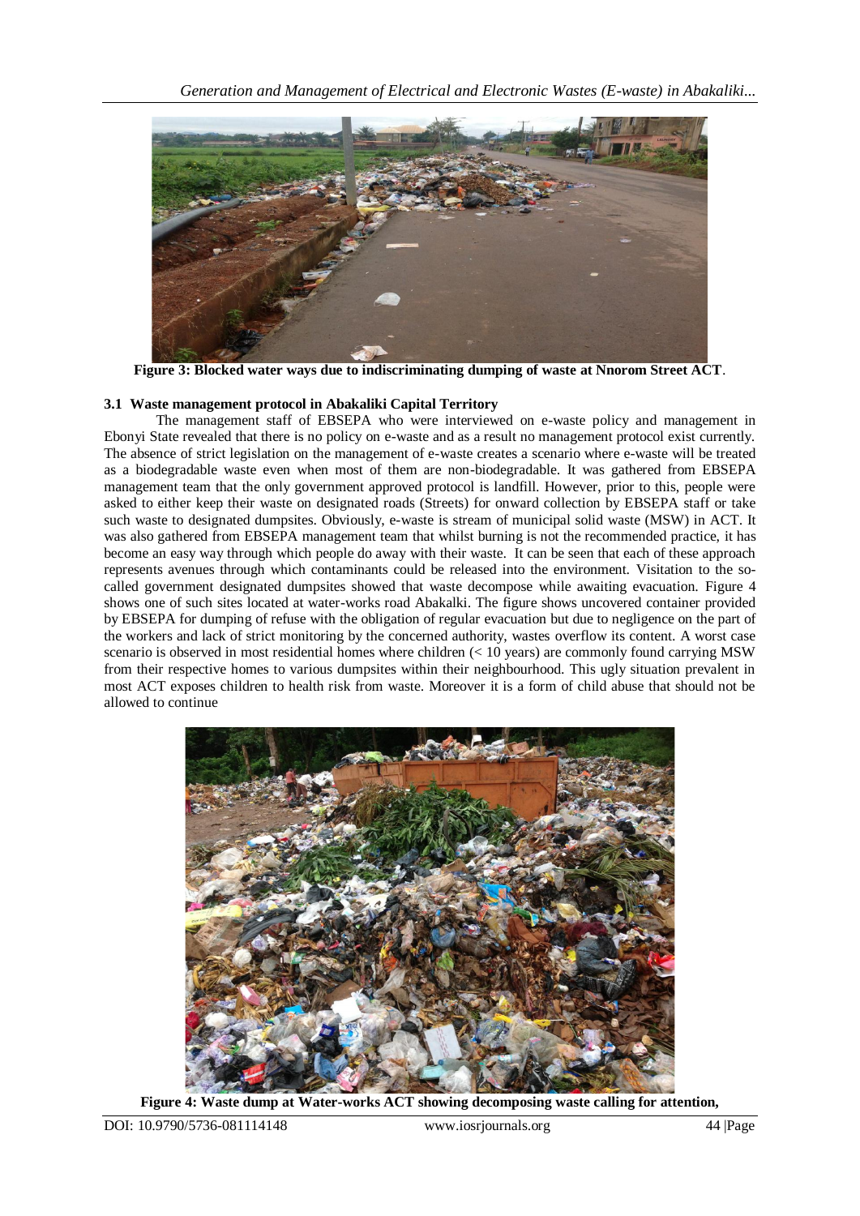**Figure 3: Blocked water ways due to indiscriminating dumping of waste at Nnorom Street ACT**.

### 3.1 Waste management protocol in Abakaliki Capital Territory

The management staff of EBSEPA who were interviewed on e-waste policy and management in Ebonyi State revealed that there is no policy on e-waste and as a result no management protocol exist currently. The absence of strict legislation on the management of e-waste creates a scenario where e-waste will be treated as a biodegradable waste even when most of them are non-biodegradable. It was gathered from EBSEPA management team that the only government approved protocol is landfill. However, prior to this, people were asked to either keep their waste on designated roads (Streets) for onward collection by EBSEPA staff or take such waste to designated dumpsites. Obviously, e-waste is stream of municipal solid waste (MSW) in ACT. It was also gathered from EBSEPA management team that whilst burning is not the recommended practice, it has become an easy way through which people do away with their waste. It can be seen that each of these approach represents avenues through which contaminants could be released into the environment. Visitation to the so-called government designated dumpsites showed that waste decompose while awaiting evacuation. Figure 4 shows one of such sites located at water-works road Abakalki. The figure shows uncovered container provided by EBSEPA for dumping of refuse with the obligation of regular evacuation but due to negligence on the part of the workers and lack of strict monitoring by the concerned authority, wastes overflow its content. A worst case scenario is observed in most residential homes where children (< 10 years) are commonly found carrying MSW from their respective homes to various dumpsites within their neighbourhood. This ugly situation prevalent in most ACT exposes children to health risk from waste. Moreover it is a form of child abuse that should not be allowed to continue

**Figure 4: Waste dump at Water-works ACT showing decomposing waste calling for attention,**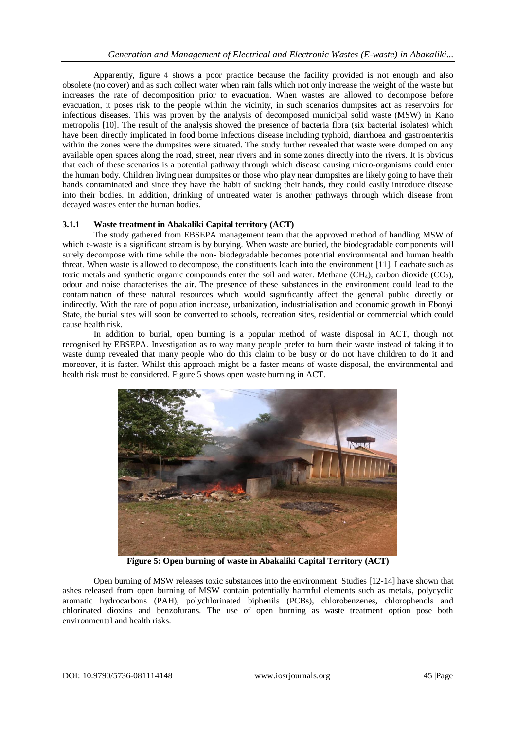Apparently, figure 4 shows a poor practice because the facility provided is not enough and also obsolete (no cover) and as such collect water when rain falls which not only increase the weight of the waste but increases the rate of decomposition prior to evacuation. When wastes are allowed to decompose before evacuation, it poses risk to the people within the vicinity, in such scenarios dumpsites act as reservoirs for infectious diseases. This was proven by the analysis of decomposed municipal solid waste (MSW) in Kano metropolis [10]. The result of the analysis showed the presence of bacteria flora (six bacterial isolates) which have been directly implicated in food borne infectious disease including typhoid, diarrhoea and gastroenteritis within the zones were the dumpsites were situated. The study further revealed that waste were dumped on any available open spaces along the road, street, near rivers and in some zones directly into the rivers. It is obvious that each of these scenarios is a potential pathway through which disease causing micro-organisms could enter the human body. Children living near dumpsites or those who play near dumpsites are likely going to have their hands contaminated and since they have the habit of sucking their hands, they could easily introduce disease into their bodies. In addition, drinking of untreated water is another pathways through which disease from decayed wastes enter the human bodies.

### 3.1.1 Waste treatment in Abakaliki Capital territory (ACT)

The study gathered from EBSEPA management team that the approved method of handling MSW of which e-waste is a significant stream is by burying. When waste are buried, the biodegradable components will surely decompose with time while the non- biodegradable becomes potential environmental and human health threat. When waste is allowed to decompose, the constituents leach into the environment [11]. Leachate such as toxic metals and synthetic organic compounds enter the soil and water. Methane ($CH_4$), carbon dioxide ($CO_2$), odour and noise characterises the air. The presence of these substances in the environment could lead to the contamination of these natural resources which would significantly affect the general public directly or indirectly. With the rate of population increase, urbanization, industrialisation and economic growth in Ebonyi State, the burial sites will soon be converted to schools, recreation sites, residential or commercial which could cause health risk.

In addition to burial, open burning is a popular method of waste disposal in ACT, though not recognised by EBSEPA. Investigation as to way many people prefer to burn their waste instead of taking it to waste dump revealed that many people who do this claim to be busy or do not have children to do it and moreover, it is faster. Whilst this approach might be a faster means of waste disposal, the environmental and health risk must be considered. Figure 5 shows open waste burning in ACT.

**Figure 5: Open burning of waste in Abakaliki Capital Territory (ACT)**

Open burning of MSW releases toxic substances into the environment. Studies [12-14] have shown that ashes released from open burning of MSW contain potentially harmful elements such as metals, polycyclic aromatic hydrocarbons (PAH), polychlorinated biphenils (PCBs), chlorobenzenes, chlorophenols and chlorinated dioxins and benzofurans. The use of open burning as waste treatment option pose both environmental and health risks.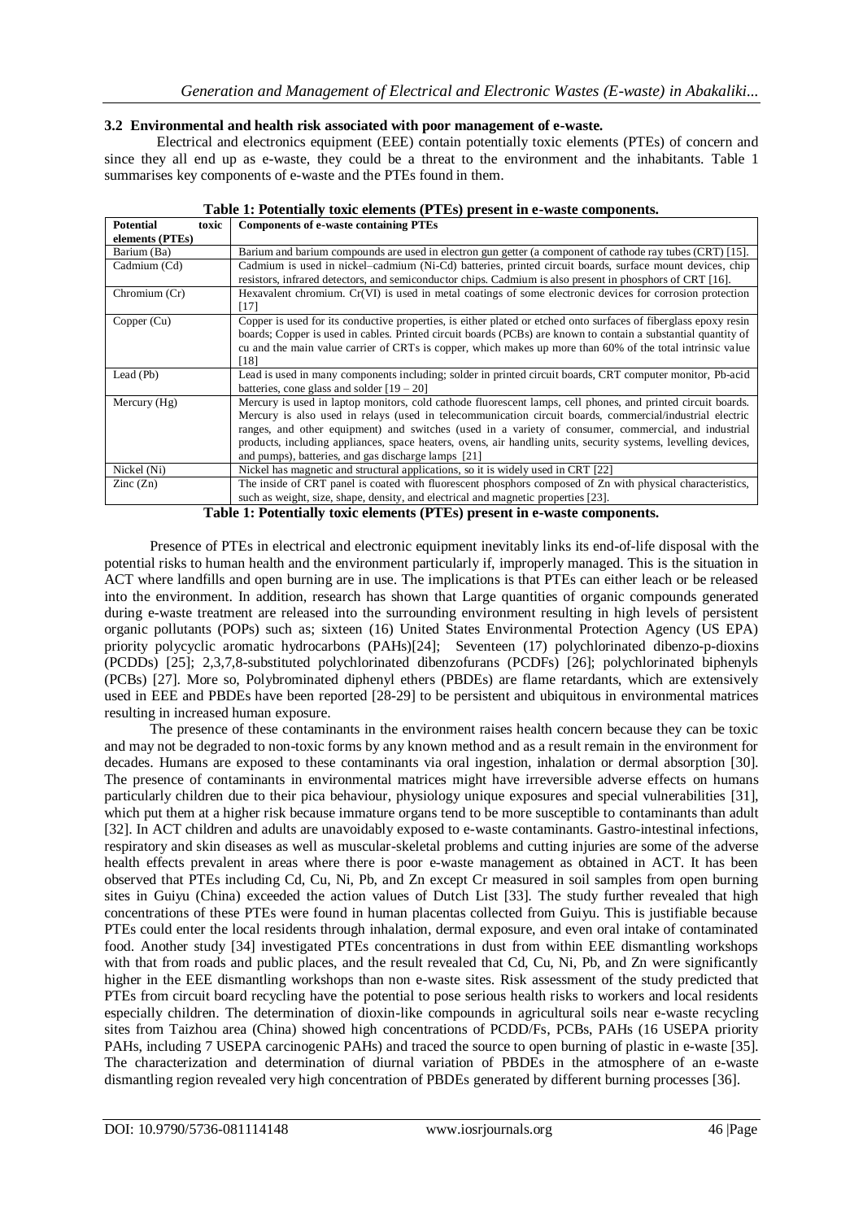### 3.2 Environmental and health risk associated with poor management of e-waste.

Electrical and electronics equipment (EEE) contain potentially toxic elements (PTEs) of concern and since they all end up as e-waste, they could be a threat to the environment and the inhabitants. Table 1 summarises key components of e-waste and the PTEs found in them.

**Table 1: Potentially toxic elements (PTEs) present in e-waste components.**

| Potential toxic elements (PTEs) | Components of e-waste containing PTEs |
|---|---|
| Barium (Ba) | Barium and barium compounds are used in electron gun getter (a component of cathode ray tubes (CRT) [15]. |
| Cadmium (Cd) | Cadmium is used in nickel–cadmium (Ni-Cd) batteries, printed circuit boards, surface mount devices, chip resistors, infrared detectors, and semiconductor chips. Cadmium is also present in phosphors of CRT [16]. |
| Chromium (Cr) | Hexavalent chromium. Cr(VI) is used in metal coatings of some electronic devices for corrosion protection [17] |
| Copper (Cu) | Copper is used for its conductive properties, is either plated or etched onto surfaces of fiberglass epoxy resin boards; Copper is used in cables. Printed circuit boards (PCBs) are known to contain a substantial quantity of cu and the main value carrier of CRTs is copper, which makes up more than 60% of the total intrinsic value [18] |
| Lead (Pb) | Lead is used in many components including; solder in printed circuit boards, CRT computer monitor, Pb-acid batteries, cone glass and solder [19 – 20] |
| Mercury (Hg) | Mercury is used in laptop monitors, cold cathode fluorescent lamps, cell phones, and printed circuit boards. Mercury is also used in relays (used in telecommunication circuit boards, commercial/industrial electric ranges, and other equipment) and switches (used in a variety of consumer, commercial, and industrial products, including appliances, space heaters, ovens, air handling units, security systems, levelling devices, and pumps), batteries, and gas discharge lamps [21] |
| Nickel (Ni) | Nickel has magnetic and structural applications, so it is widely used in CRT [22] |
| Zinc (Zn) | The inside of CRT panel is coated with fluorescent phosphors composed of Zn with physical characteristics, such as weight, size, shape, density, and electrical and magnetic properties [23]. |

**Table 1: Potentially toxic elements (PTEs) present in e-waste components.**

Presence of PTEs in electrical and electronic equipment inevitably links its end-of-life disposal with the potential risks to human health and the environment particularly if, improperly managed. This is the situation in ACT where landfills and open burning are in use. The implications is that PTEs can either leach or be released into the environment. In addition, research has shown that Large quantities of organic compounds generated during e-waste treatment are released into the surrounding environment resulting in high levels of persistent organic pollutants (POPs) such as; sixteen (16) United States Environmental Protection Agency (US EPA) priority polycyclic aromatic hydrocarbons (PAHs)[24]; Seventeen (17) polychlorinated dibenzo-p-dioxins (PCDDs) [25]; 2,3,7,8-substituted polychlorinated dibenzofurans (PCDFs) [26]; polychlorinated biphenyls (PCBs) [27]. More so, Polybrominated diphenyl ethers (PBDEs) are flame retardants, which are extensively used in EEE and PBDEs have been reported [28-29] to be persistent and ubiquitous in environmental matrices resulting in increased human exposure.

The presence of these contaminants in the environment raises health concern because they can be toxic and may not be degraded to non-toxic forms by any known method and as a result remain in the environment for decades. Humans are exposed to these contaminants via oral ingestion, inhalation or dermal absorption [30]. The presence of contaminants in environmental matrices might have irreversible adverse effects on humans particularly children due to their pica behaviour, physiology unique exposures and special vulnerabilities [31], which put them at a higher risk because immature organs tend to be more susceptible to contaminants than adult [32]. In ACT children and adults are unavoidably exposed to e-waste contaminants. Gastro-intestinal infections, respiratory and skin diseases as well as muscular-skeletal problems and cutting injuries are some of the adverse health effects prevalent in areas where there is poor e-waste management as obtained in ACT. It has been observed that PTEs including Cd, Cu, Ni, Pb, and Zn except Cr measured in soil samples from open burning sites in Guiyu (China) exceeded the action values of Dutch List [33]. The study further revealed that high concentrations of these PTEs were found in human placentas collected from Guiyu. This is justifiable because PTEs could enter the local residents through inhalation, dermal exposure, and even oral intake of contaminated food. Another study [34] investigated PTEs concentrations in dust from within EEE dismantling workshops with that from roads and public places, and the result revealed that Cd, Cu, Ni, Pb, and Zn were significantly higher in the EEE dismantling workshops than non e-waste sites. Risk assessment of the study predicted that PTEs from circuit board recycling have the potential to pose serious health risks to workers and local residents especially children. The determination of dioxin-like compounds in agricultural soils near e-waste recycling sites from Taizhou area (China) showed high concentrations of PCDD/Fs, PCBs, PAHs (16 USEPA priority PAHs, including 7 USEPA carcinogenic PAHs) and traced the source to open burning of plastic in e-waste [35]. The characterization and determination of diurnal variation of PBDEs in the atmosphere of an e-waste dismantling region revealed very high concentration of PBDEs generated by different burning processes [36].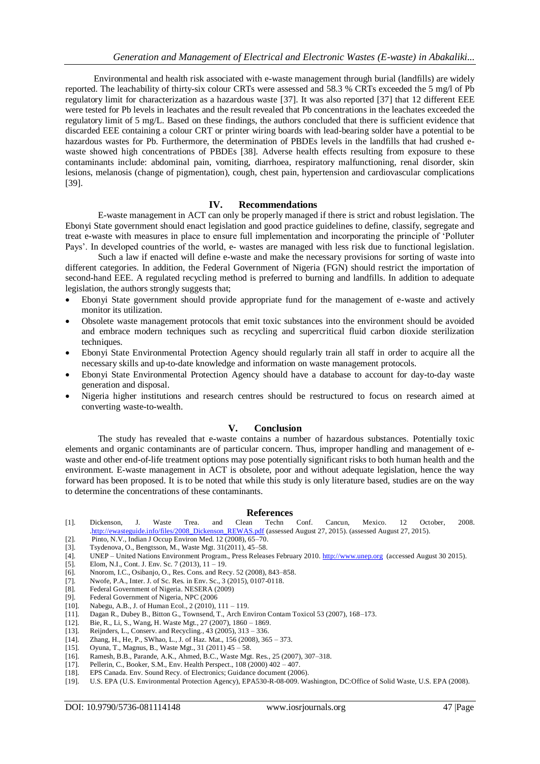Environmental and health risk associated with e-waste management through burial (landfills) are widely reported. The leachability of thirty-six colour CRTs were assessed and 58.3 % CRTs exceeded the 5 mg/l of Pb regulatory limit for characterization as a hazardous waste [37]. It was also reported [37] that 12 different EEE were tested for Pb levels in leachates and the result revealed that Pb concentrations in the leachates exceeded the regulatory limit of 5 mg/L. Based on these findings, the authors concluded that there is sufficient evidence that discarded EEE containing a colour CRT or printer wiring boards with lead-bearing solder have a potential to be hazardous wastes for Pb. Furthermore, the determination of PBDEs levels in the landfills that had crushed e-waste showed high concentrations of PBDEs [38]. Adverse health effects resulting from exposure to these contaminants include: abdominal pain, vomiting, diarrhoea, respiratory malfunctioning, renal disorder, skin lesions, melanosis (change of pigmentation), cough, chest pain, hypertension and cardiovascular complications [39].

## IV. Recommendations

E-waste management in ACT can only be properly managed if there is strict and robust legislation. The Ebonyi State government should enact legislation and good practice guidelines to define, classify, segregate and treat e-waste with measures in place to ensure full implementation and incorporating the principle of 'Polluter Pays'. In developed countries of the world, e- wastes are managed with less risk due to functional legislation.

Such a law if enacted will define e-waste and make the necessary provisions for sorting of waste into different categories. In addition, the Federal Government of Nigeria (FGN) should restrict the importation of second-hand EEE. A regulated recycling method is preferred to burning and landfills. In addition to adequate legislation, the authors strongly suggests that;

- Ebonyi State government should provide appropriate fund for the management of e-waste and actively monitor its utilization.
- Obsolete waste management protocols that emit toxic substances into the environment should be avoided and embrace modern techniques such as recycling and supercritical fluid carbon dioxide sterilization techniques.
- Ebonyi State Environmental Protection Agency should regularly train all staff in order to acquire all the necessary skills and up-to-date knowledge and information on waste management protocols.
- Ebonyi State Environmental Protection Agency should have a database to account for day-to-day waste generation and disposal.
- Nigeria higher institutions and research centres should be restructured to focus on research aimed at converting waste-to-wealth.

## V. Conclusion

The study has revealed that e-waste contains a number of hazardous substances. Potentially toxic elements and organic contaminants are of particular concern. Thus, improper handling and management of e-waste and other end-of-life treatment options may pose potentially significant risks to both human health and the environment. E-waste management in ACT is obsolete, poor and without adequate legislation, hence the way forward has been proposed. It is to be noted that while this study is only literature based, studies are on the way to determine the concentrations of these contaminants.

## References

[1]. Dickenson, J. Waste Trea. and Clean Techn Conf. Cancun, Mexico. 12 October, 2008. .http://ewasteguide.info/files/2008_Dickenson_REWAS.pdf (assessed August 27, 2015). (assessed August 27, 2015).
[2]. Pinto, N.V., Indian J Occup Environ Med. 12 (2008), 65–70.
[3]. Tsydenova, O., Bengtsson, M., Waste Mgt. 31(2011), 45–58.
[4]. UNEP – United Nations Environment Program., Press Releases February 2010. http://www.unep.org (accessed August 30 2015).
[5]. Elom, N.I., Cont. J. Env. Sc. 7 (2013), 11 – 19.
[6]. Nnorom, I.C., Osibanjo, O., Res. Cons. and Recy. 52 (2008), 843–858.
[7]. Nwofe, P.A., Inter. J. of Sc. Res. in Env. Sc., 3 (2015), 0107-0118.
[8]. Federal Government of Nigeria. NESERA (2009)
[9]. Federal Government of Nigeria, NPC (2006
[10]. Nabegu, A.B., J. of Human Ecol., 2 (2010), 111 – 119.
[11]. Dagan R., Dubey B., Bitton G., Townsend, T., Arch Environ Contam Toxicol 53 (2007), 168–173.
[12]. Bie, R., Li, S., Wang, H. Waste Mgt., 27 (2007), 1860 – 1869.
[13]. Reijnders, L., Conserv. and Recycling., 43 (2005), 313 – 336.
[14]. Zhang, H., He, P., SWhao, L., J. of Haz. Mat., 156 (2008), 365 – 373.
[15]. Oyuna, T., Magnus, B., Waste Mgt., 31 (2011) 45 – 58.
[16]. Ramesh, B.B., Parande, A.K., Ahmed, B.C., Waste Mgt. Res., 25 (2007), 307–318.
[17]. Pellerin, C., Booker, S.M., Env. Health Perspect., 108 (2000) 402 – 407.
[18]. EPS Canada. Env. Sound Recy. of Electronics; Guidance document (2006).
[19]. U.S. EPA (U.S. Environmental Protection Agency), EPA530-R-08-009. Washington, DC:Office of Solid Waste, U.S. EPA (2008).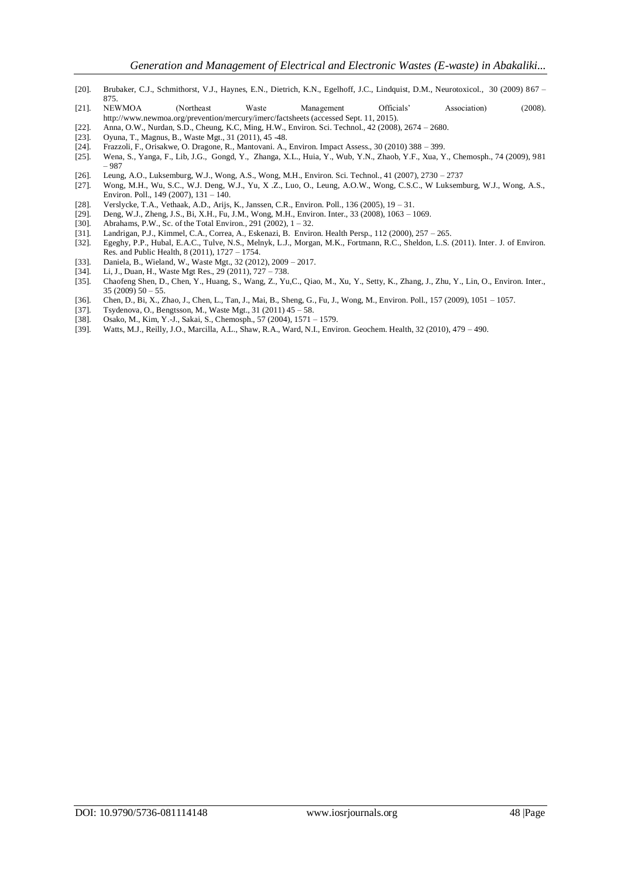[20]. Brubaker, C.J., Schmithorst, V.J., Haynes, E.N., Dietrich, K.N., Egelhoff, J.C., Lindquist, D.M., Neurotoxicol., 30 (2009) 867 – 875.

[21]. NEWMOA (Northeast Waste Management Officials' Association) (2008). http://www.newmoa.org/prevention/mercury/imerc/factsheets (accessed Sept. 11, 2015).

[22]. Anna, O.W., Nurdan, S.D., Cheung, K.C, Ming, H.W., Environ. Sci. Technol., 42 (2008), 2674 – 2680.

[23]. Oyuna, T., Magnus, B., Waste Mgt., 31 (2011), 45 -48.

[24]. Frazzoli, F., Orisakwe, O. Dragone, R., Mantovani. A., Environ. Impact Assess., 30 (2010) 388 – 399.

[25]. Wena, S., Yanga, F., Lib, J.G., Gongd, Y., Zhanga, X.L., Huia, Y., Wub, Y.N., Zhaob, Y.F., Xua, Y., Chemosph., 74 (2009), 981 – 987

[26]. Leung, A.O., Luksemburg, W.J., Wong, A.S., Wong, M.H., Environ. Sci. Technol., 41 (2007), 2730 – 2737

[27]. Wong, M.H., Wu, S.C., W.J. Deng, W.J., Yu, X .Z., Luo, O., Leung, A.O.W., Wong, C.S.C., W Luksemburg, W.J., Wong, A.S., Environ. Poll., 149 (2007), 131 – 140.

[28]. Verslycke, T.A., Vethaak, A.D., Arijs, K., Janssen, C.R., Environ. Poll., 136 (2005), 19 – 31.

[29]. Deng, W.J., Zheng, J.S., Bi, X.H., Fu, J.M., Wong, M.H., Environ. Inter., 33 (2008), 1063 – 1069.

[30]. Abrahams, P.W., Sc. of the Total Environ., 291 (2002), 1 – 32.

[31]. Landrigan, P.J., Kimmel, C.A., Correa, A., Eskenazi, B. Environ. Health Persp., 112 (2000), 257 – 265.

[32]. Egeghy, P.P., Hubal, E.A.C., Tulve, N.S., Melnyk, L.J., Morgan, M.K., Fortmann, R.C., Sheldon, L.S. (2011). Inter. J. of Environ. Res. and Public Health, 8 (2011), 1727 – 1754.

[33]. Daniela, B., Wieland, W., Waste Mgt., 32 (2012), 2009 – 2017.

[34]. Li, J., Duan, H., Waste Mgt Res., 29 (2011), 727 – 738.

[35]. Chaofeng Shen, D., Chen, Y., Huang, S., Wang, Z., Yu,C., Qiao, M., Xu, Y., Setty, K., Zhang, J., Zhu, Y., Lin, O., Environ. Inter., 35 (2009) 50 – 55.

[36]. Chen, D., Bi, X., Zhao, J., Chen, L., Tan, J., Mai, B., Sheng, G., Fu, J., Wong, M., Environ. Poll., 157 (2009), 1051 – 1057.

[37]. Tsydenova, O., Bengtsson, M., Waste Mgt., 31 (2011) 45 – 58.

[38]. Osako, M., Kim, Y.-J., Sakai, S., Chemosph., 57 (2004), 1571 – 1579.

[39]. Watts, M.J., Reilly, J.O., Marcilla, A.L., Shaw, R.A., Ward, N.I., Environ. Geochem. Health, 32 (2010), 479 – 490.